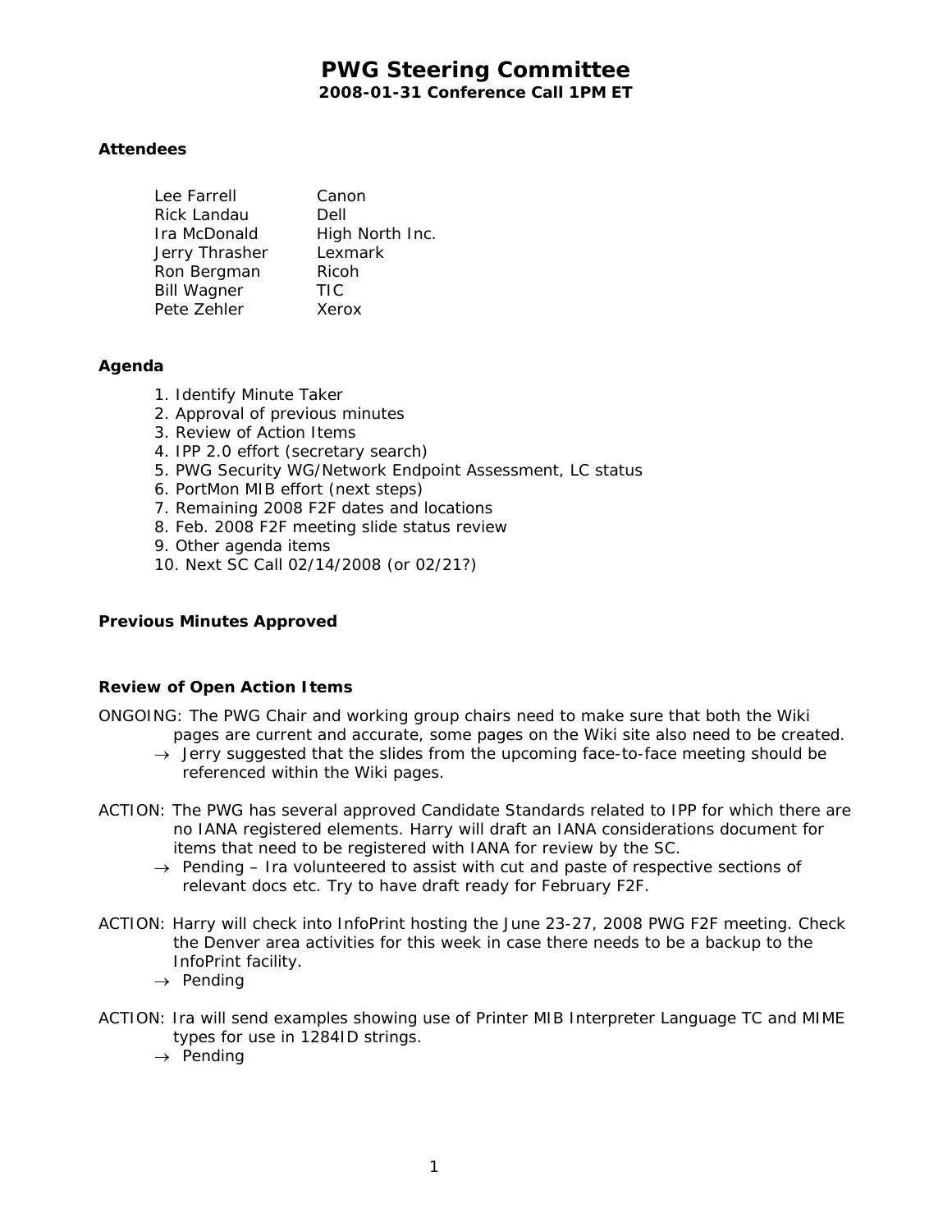# PWG Steering Committee

**2008-01-31 Conference Call 1PM ET**

### Attendees

| | |
|---|---|
| Lee Farrell | Canon |
| Rick Landau | Dell |
| Ira McDonald | High North Inc. |
| Jerry Thrasher | Lexmark |
| Ron Bergman | Ricoh |
| Bill Wagner | TIC |
| Pete Zehler | Xerox |

### Agenda

1. Identify Minute Taker
2. Approval of previous minutes
3. Review of Action Items
4. IPP 2.0 effort (secretary search)
5. PWG Security WG/Network Endpoint Assessment, LC status
6. PortMon MIB effort (next steps)
7. Remaining 2008 F2F dates and locations
8. Feb. 2008 F2F meeting slide status review
9. Other agenda items
10. Next SC Call 02/14/2008 (or 02/21?)

### Previous Minutes Approved

### Review of Open Action Items

ONGOING: The PWG Chair and working group chairs need to make sure that both the Wiki pages are current and accurate, some pages on the Wiki site also need to be created.

- → Jerry suggested that the slides from the upcoming face-to-face meeting should be referenced within the Wiki pages.

ACTION: The PWG has several approved Candidate Standards related to IPP for which there are no IANA registered elements. Harry will draft an IANA considerations document for items that need to be registered with IANA for review by the SC.

- → Pending – Ira volunteered to assist with cut and paste of respective sections of relevant docs etc. Try to have draft ready for February F2F.

ACTION: Harry will check into InfoPrint hosting the June 23-27, 2008 PWG F2F meeting. Check the Denver area activities for this week in case there needs to be a backup to the InfoPrint facility.

- → Pending

ACTION: Ira will send examples showing use of Printer MIB Interpreter Language TC and MIME types for use in 1284ID strings.

- → Pending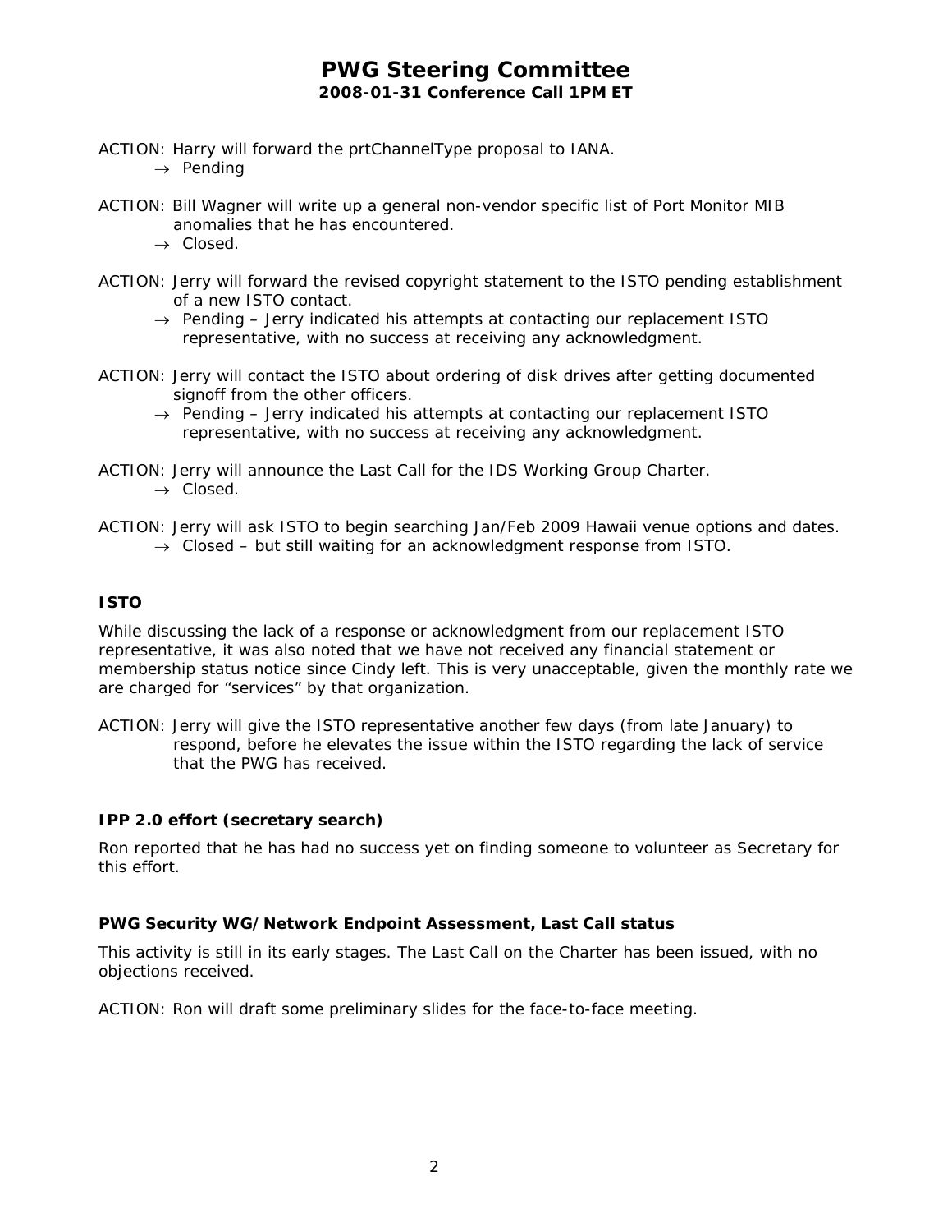ACTION: Harry will forward the prtChannelType proposal to IANA.

- → Pending

ACTION: Bill Wagner will write up a general non-vendor specific list of Port Monitor MIB anomalies that he has encountered.

- → Closed.

ACTION: Jerry will forward the revised copyright statement to the ISTO pending establishment of a new ISTO contact.

- → Pending – Jerry indicated his attempts at contacting our replacement ISTO representative, with no success at receiving any acknowledgment.

ACTION: Jerry will contact the ISTO about ordering of disk drives after getting documented signoff from the other officers.

- → Pending – Jerry indicated his attempts at contacting our replacement ISTO representative, with no success at receiving any acknowledgment.

ACTION: Jerry will announce the Last Call for the IDS Working Group Charter.

- → Closed.

ACTION: Jerry will ask ISTO to begin searching Jan/Feb 2009 Hawaii venue options and dates.

- → Closed – but still waiting for an acknowledgment response from ISTO.

### ISTO

While discussing the lack of a response or acknowledgment from our replacement ISTO representative, it was also noted that we have not received any financial statement or membership status notice since Cindy left. This is very unacceptable, given the monthly rate we are charged for "services" by that organization.

ACTION: Jerry will give the ISTO representative another few days (from late January) to respond, before he elevates the issue within the ISTO regarding the lack of service that the PWG has received.

### IPP 2.0 effort (secretary search)

Ron reported that he has had no success yet on finding someone to volunteer as Secretary for this effort.

### PWG Security WG/Network Endpoint Assessment, Last Call status

This activity is still in its early stages. The Last Call on the Charter has been issued, with no objections received.

ACTION: Ron will draft some preliminary slides for the face-to-face meeting.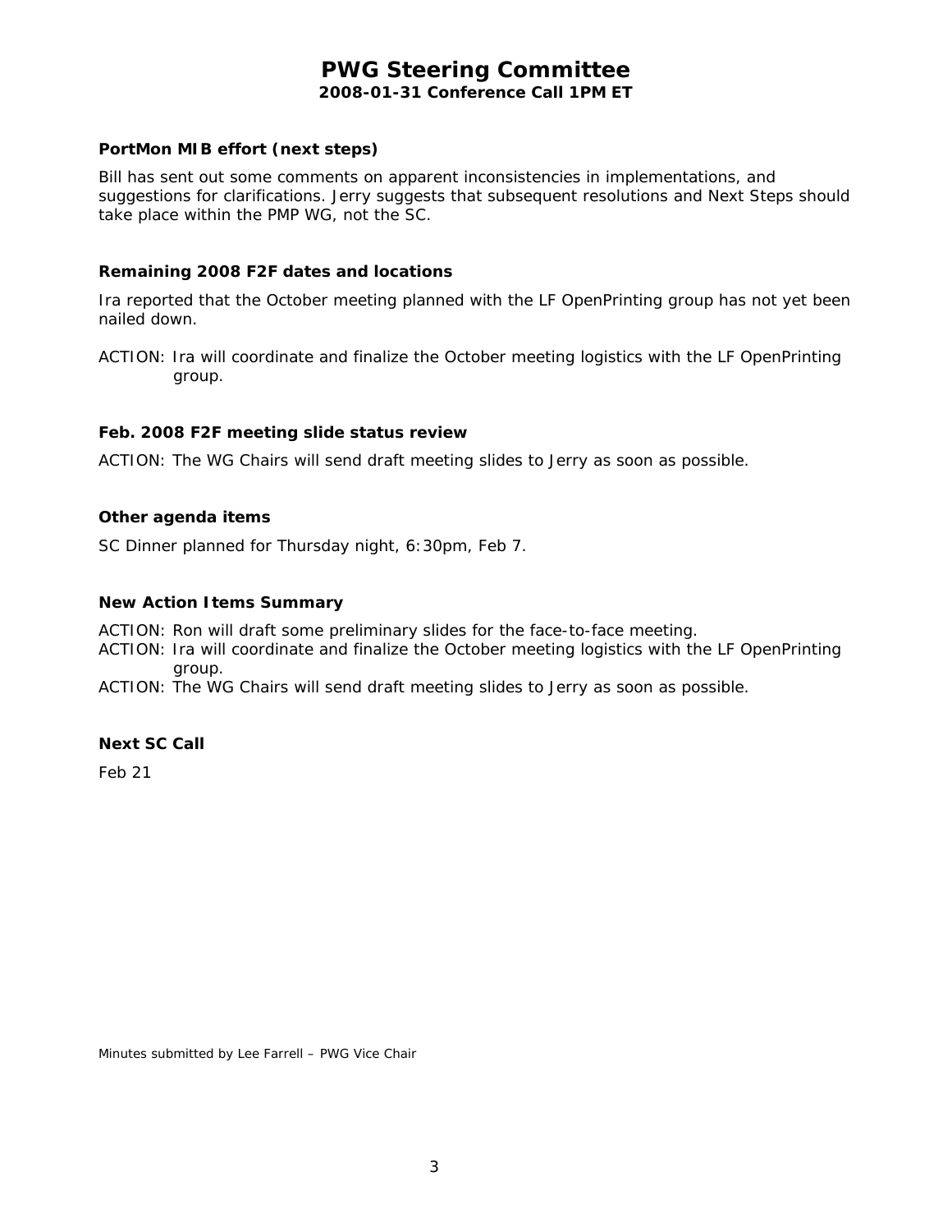# PWG Steering Committee

**2008-01-31 Conference Call 1PM ET**

### PortMon MIB effort (next steps)

Bill has sent out some comments on apparent inconsistencies in implementations, and suggestions for clarifications. Jerry suggests that subsequent resolutions and Next Steps should take place within the PMP WG, not the SC.

### Remaining 2008 F2F dates and locations

Ira reported that the October meeting planned with the LF OpenPrinting group has not yet been nailed down.

ACTION: Ira will coordinate and finalize the October meeting logistics with the LF OpenPrinting group.

### Feb. 2008 F2F meeting slide status review

ACTION: The WG Chairs will send draft meeting slides to Jerry as soon as possible.

### Other agenda items

SC Dinner planned for Thursday night, 6:30pm, Feb 7.

### New Action Items Summary

ACTION: Ron will draft some preliminary slides for the face-to-face meeting.
ACTION: Ira will coordinate and finalize the October meeting logistics with the LF OpenPrinting group.
ACTION: The WG Chairs will send draft meeting slides to Jerry as soon as possible.

### Next SC Call

Feb 21

Minutes submitted by Lee Farrell – PWG Vice Chair